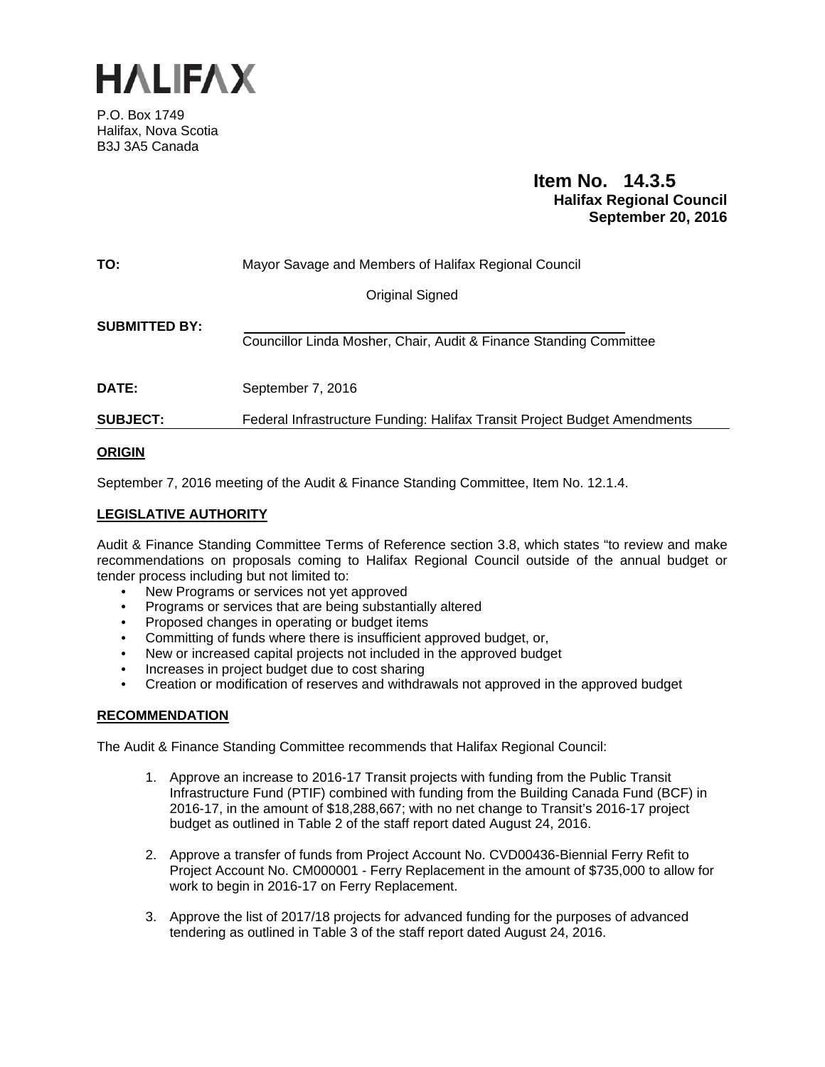# HALIFAX

P.O. Box 1749
Halifax, Nova Scotia
B3J 3A5 Canada

**Item No. 14.3.5**
**Halifax Regional Council**
**September 20, 2016**

**TO:** Mayor Savage and Members of Halifax Regional Council

Original Signed

**SUBMITTED BY:** Councillor Linda Mosher, Chair, Audit & Finance Standing Committee

**DATE:** September 7, 2016

**SUBJECT:** Federal Infrastructure Funding: Halifax Transit Project Budget Amendments

## ORIGIN

September 7, 2016 meeting of the Audit & Finance Standing Committee, Item No. 12.1.4.

## LEGISLATIVE AUTHORITY

Audit & Finance Standing Committee Terms of Reference section 3.8, which states "to review and make recommendations on proposals coming to Halifax Regional Council outside of the annual budget or tender process including but not limited to:

- New Programs or services not yet approved
- Programs or services that are being substantially altered
- Proposed changes in operating or budget items
- Committing of funds where there is insufficient approved budget, or,
- New or increased capital projects not included in the approved budget
- Increases in project budget due to cost sharing
- Creation or modification of reserves and withdrawals not approved in the approved budget

## RECOMMENDATION

The Audit & Finance Standing Committee recommends that Halifax Regional Council:

1. Approve an increase to 2016-17 Transit projects with funding from the Public Transit Infrastructure Fund (PTIF) combined with funding from the Building Canada Fund (BCF) in 2016-17, in the amount of $18,288,667; with no net change to Transit's 2016-17 project budget as outlined in Table 2 of the staff report dated August 24, 2016.
2. Approve a transfer of funds from Project Account No. CVD00436-Biennial Ferry Refit to Project Account No. CM000001 - Ferry Replacement in the amount of $735,000 to allow for work to begin in 2016-17 on Ferry Replacement.
3. Approve the list of 2017/18 projects for advanced funding for the purposes of advanced tendering as outlined in Table 3 of the staff report dated August 24, 2016.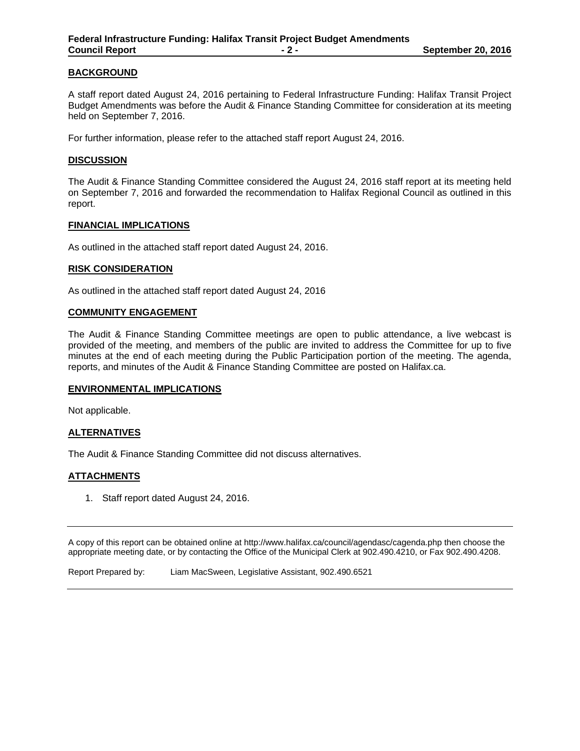## BACKGROUND

A staff report dated August 24, 2016 pertaining to Federal Infrastructure Funding: Halifax Transit Project Budget Amendments was before the Audit & Finance Standing Committee for consideration at its meeting held on September 7, 2016.

For further information, please refer to the attached staff report August 24, 2016.

## DISCUSSION

The Audit & Finance Standing Committee considered the August 24, 2016 staff report at its meeting held on September 7, 2016 and forwarded the recommendation to Halifax Regional Council as outlined in this report.

## FINANCIAL IMPLICATIONS

As outlined in the attached staff report dated August 24, 2016.

## RISK CONSIDERATION

As outlined in the attached staff report dated August 24, 2016

## COMMUNITY ENGAGEMENT

The Audit & Finance Standing Committee meetings are open to public attendance, a live webcast is provided of the meeting, and members of the public are invited to address the Committee for up to five minutes at the end of each meeting during the Public Participation portion of the meeting. The agenda, reports, and minutes of the Audit & Finance Standing Committee are posted on Halifax.ca.

## ENVIRONMENTAL IMPLICATIONS

Not applicable.

## ALTERNATIVES

The Audit & Finance Standing Committee did not discuss alternatives.

## ATTACHMENTS

1. Staff report dated August 24, 2016.

---

A copy of this report can be obtained online at http://www.halifax.ca/council/agendasc/cagenda.php then choose the appropriate meeting date, or by contacting the Office of the Municipal Clerk at 902.490.4210, or Fax 902.490.4208.

Report Prepared by: Liam MacSween, Legislative Assistant, 902.490.6521

---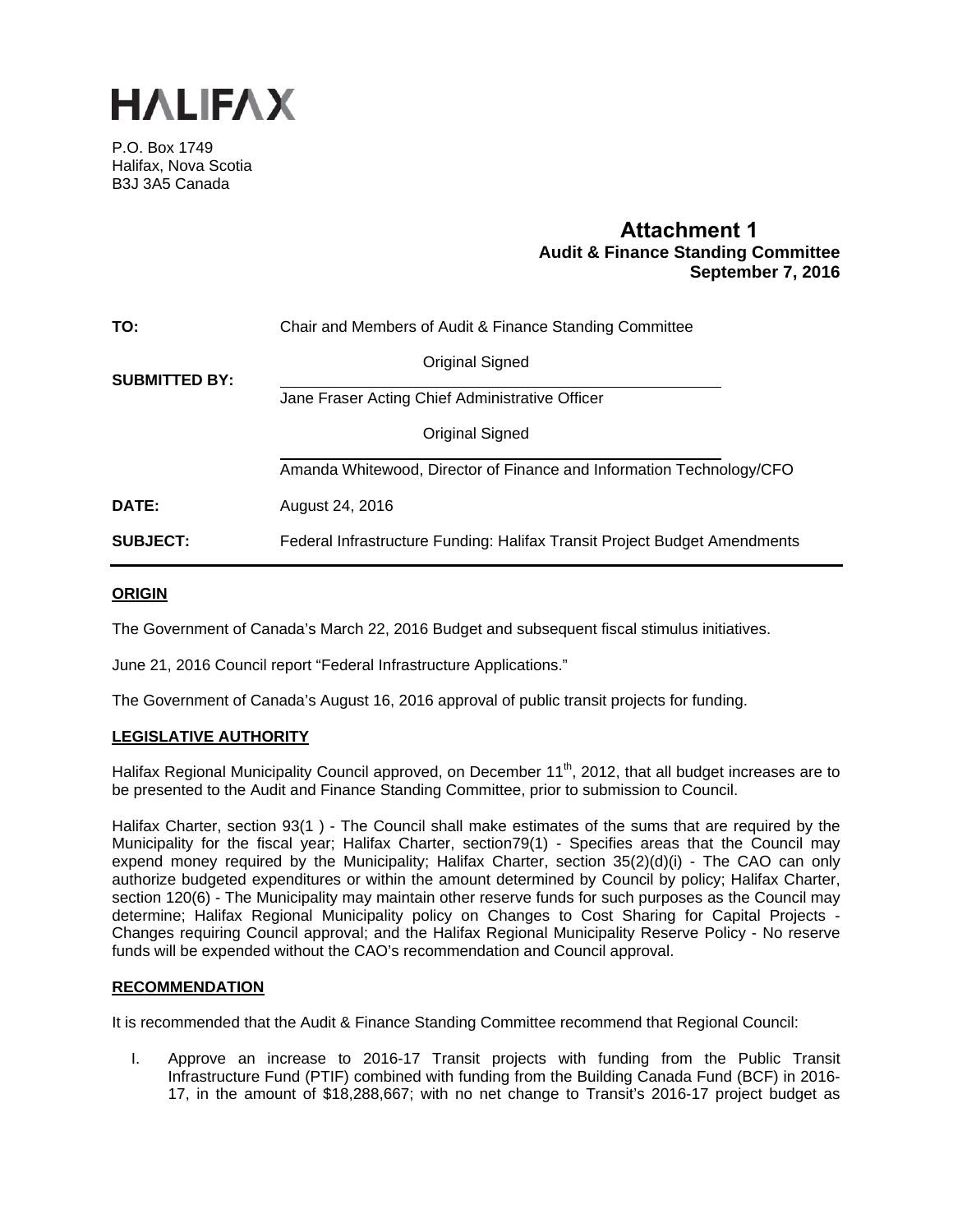# HALIFAX

P.O. Box 1749
Halifax, Nova Scotia
B3J 3A5 Canada

**Attachment 1**
**Audit & Finance Standing Committee**
**September 7, 2016**

| | |
|---|---|
| **TO:** | Chair and Members of Audit & Finance Standing Committee |
| **SUBMITTED BY:** | Original Signed<br>Jane Fraser Acting Chief Administrative Officer<br>Original Signed<br>Amanda Whitewood, Director of Finance and Information Technology/CFO |
| **DATE:** | August 24, 2016 |
| **SUBJECT:** | Federal Infrastructure Funding: Halifax Transit Project Budget Amendments |

## ORIGIN

The Government of Canada's March 22, 2016 Budget and subsequent fiscal stimulus initiatives.

June 21, 2016 Council report "Federal Infrastructure Applications."

The Government of Canada's August 16, 2016 approval of public transit projects for funding.

## LEGISLATIVE AUTHORITY

Halifax Regional Municipality Council approved, on December 11th, 2012, that all budget increases are to be presented to the Audit and Finance Standing Committee, prior to submission to Council.

Halifax Charter, section 93(1 ) - The Council shall make estimates of the sums that are required by the Municipality for the fiscal year; Halifax Charter, section79(1) - Specifies areas that the Council may expend money required by the Municipality; Halifax Charter, section 35(2)(d)(i) - The CAO can only authorize budgeted expenditures or within the amount determined by Council by policy; Halifax Charter, section 120(6) - The Municipality may maintain other reserve funds for such purposes as the Council may determine; Halifax Regional Municipality policy on Changes to Cost Sharing for Capital Projects - Changes requiring Council approval; and the Halifax Regional Municipality Reserve Policy - No reserve funds will be expended without the CAO's recommendation and Council approval.

## RECOMMENDATION

It is recommended that the Audit & Finance Standing Committee recommend that Regional Council:

I. Approve an increase to 2016-17 Transit projects with funding from the Public Transit Infrastructure Fund (PTIF) combined with funding from the Building Canada Fund (BCF) in 2016-17, in the amount of $18,288,667; with no net change to Transit's 2016-17 project budget as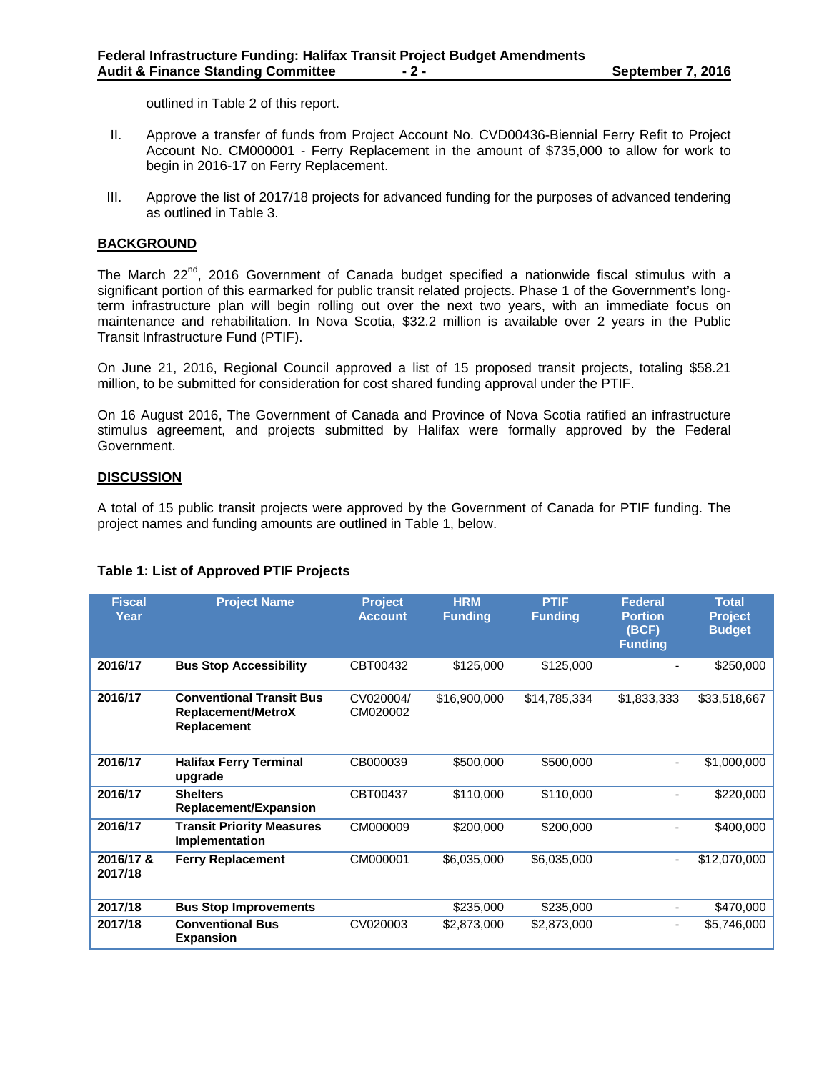outlined in Table 2 of this report.

II. Approve a transfer of funds from Project Account No. CVD00436-Biennial Ferry Refit to Project Account No. CM000001 - Ferry Replacement in the amount of $735,000 to allow for work to begin in 2016-17 on Ferry Replacement.

III. Approve the list of 2017/18 projects for advanced funding for the purposes of advanced tendering as outlined in Table 3.

## BACKGROUND

The March 22nd, 2016 Government of Canada budget specified a nationwide fiscal stimulus with a significant portion of this earmarked for public transit related projects. Phase 1 of the Government's long-term infrastructure plan will begin rolling out over the next two years, with an immediate focus on maintenance and rehabilitation. In Nova Scotia, $32.2 million is available over 2 years in the Public Transit Infrastructure Fund (PTIF).

On June 21, 2016, Regional Council approved a list of 15 proposed transit projects, totaling $58.21 million, to be submitted for consideration for cost shared funding approval under the PTIF.

On 16 August 2016, The Government of Canada and Province of Nova Scotia ratified an infrastructure stimulus agreement, and projects submitted by Halifax were formally approved by the Federal Government.

## DISCUSSION

A total of 15 public transit projects were approved by the Government of Canada for PTIF funding. The project names and funding amounts are outlined in Table 1, below.

**Table 1: List of Approved PTIF Projects**

| Fiscal Year | Project Name | Project Account | HRM Funding | PTIF Funding | Federal Portion (BCF) Funding | Total Project Budget |
|---|---|---|---|---|---|---|
| **2016/17** | **Bus Stop Accessibility** | CBT00432 | $125,000 | $125,000 | - | $250,000 |
| **2016/17** | **Conventional Transit Bus Replacement/MetroX Replacement** | CV020004/ CM020002 | $16,900,000 | $14,785,334 | $1,833,333 | $33,518,667 |
| **2016/17** | **Halifax Ferry Terminal upgrade** | CB000039 | $500,000 | $500,000 | - | $1,000,000 |
| **2016/17** | **Shelters Replacement/Expansion** | CBT00437 | $110,000 | $110,000 | - | $220,000 |
| **2016/17** | **Transit Priority Measures Implementation** | CM000009 | $200,000 | $200,000 | - | $400,000 |
| **2016/17 & 2017/18** | **Ferry Replacement** | CM000001 | $6,035,000 | $6,035,000 | - | $12,070,000 |
| **2017/18** | **Bus Stop Improvements** | | $235,000 | $235,000 | - | $470,000 |
| **2017/18** | **Conventional Bus Expansion** | CV020003 | $2,873,000 | $2,873,000 | - | $5,746,000 |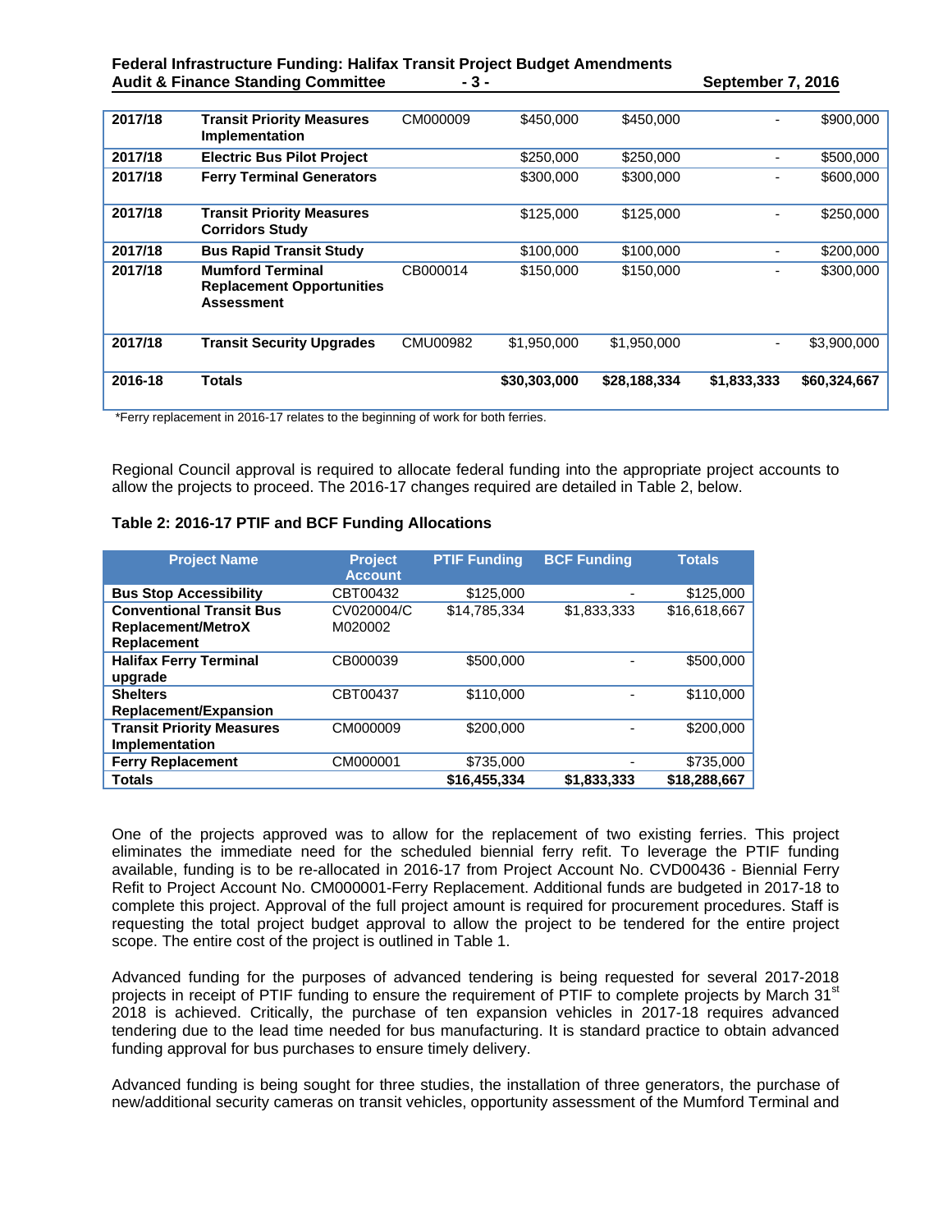| 2017/18 | **Transit Priority Measures Implementation** | CM000009 | $450,000 | $450,000 | - | $900,000 |
|---|---|---|---|---|---|---|
| 2017/18 | **Electric Bus Pilot Project** | | $250,000 | $250,000 | - | $500,000 |
| 2017/18 | **Ferry Terminal Generators** | | $300,000 | $300,000 | - | $600,000 |
| 2017/18 | **Transit Priority Measures Corridors Study** | | $125,000 | $125,000 | - | $250,000 |
| 2017/18 | **Bus Rapid Transit Study** | | $100,000 | $100,000 | - | $200,000 |
| 2017/18 | **Mumford Terminal Replacement Opportunities Assessment** | CB000014 | $150,000 | $150,000 | - | $300,000 |
| 2017/18 | **Transit Security Upgrades** | CMU00982 | $1,950,000 | $1,950,000 | - | $3,900,000 |
| **2016-18** | **Totals** | | **$30,303,000** | **$28,188,334** | **$1,833,333** | **$60,324,667** |

*Ferry replacement in 2016-17 relates to the beginning of work for both ferries.

Regional Council approval is required to allocate federal funding into the appropriate project accounts to allow the projects to proceed. The 2016-17 changes required are detailed in Table 2, below.

**Table 2: 2016-17 PTIF and BCF Funding Allocations**

| Project Name | Project Account | PTIF Funding | BCF Funding | Totals |
|---|---|---|---|---|
| **Bus Stop Accessibility** | CBT00432 | $125,000 | - | $125,000 |
| **Conventional Transit Bus Replacement/MetroX Replacement** | CV020004/CM020002 | $14,785,334 | $1,833,333 | $16,618,667 |
| **Halifax Ferry Terminal upgrade** | CB000039 | $500,000 | - | $500,000 |
| **Shelters Replacement/Expansion** | CBT00437 | $110,000 | - | $110,000 |
| **Transit Priority Measures Implementation** | CM000009 | $200,000 | - | $200,000 |
| **Ferry Replacement** | CM000001 | $735,000 | - | $735,000 |
| **Totals** | | **$16,455,334** | **$1,833,333** | **$18,288,667** |

One of the projects approved was to allow for the replacement of two existing ferries. This project eliminates the immediate need for the scheduled biennial ferry refit. To leverage the PTIF funding available, funding is to be re-allocated in 2016-17 from Project Account No. CVD00436 - Biennial Ferry Refit to Project Account No. CM000001-Ferry Replacement. Additional funds are budgeted in 2017-18 to complete this project. Approval of the full project amount is required for procurement procedures. Staff is requesting the total project budget approval to allow the project to be tendered for the entire project scope. The entire cost of the project is outlined in Table 1.

Advanced funding for the purposes of advanced tendering is being requested for several 2017-2018 projects in receipt of PTIF funding to ensure the requirement of PTIF to complete projects by March 31st 2018 is achieved. Critically, the purchase of ten expansion vehicles in 2017-18 requires advanced tendering due to the lead time needed for bus manufacturing. It is standard practice to obtain advanced funding approval for bus purchases to ensure timely delivery.

Advanced funding is being sought for three studies, the installation of three generators, the purchase of new/additional security cameras on transit vehicles, opportunity assessment of the Mumford Terminal and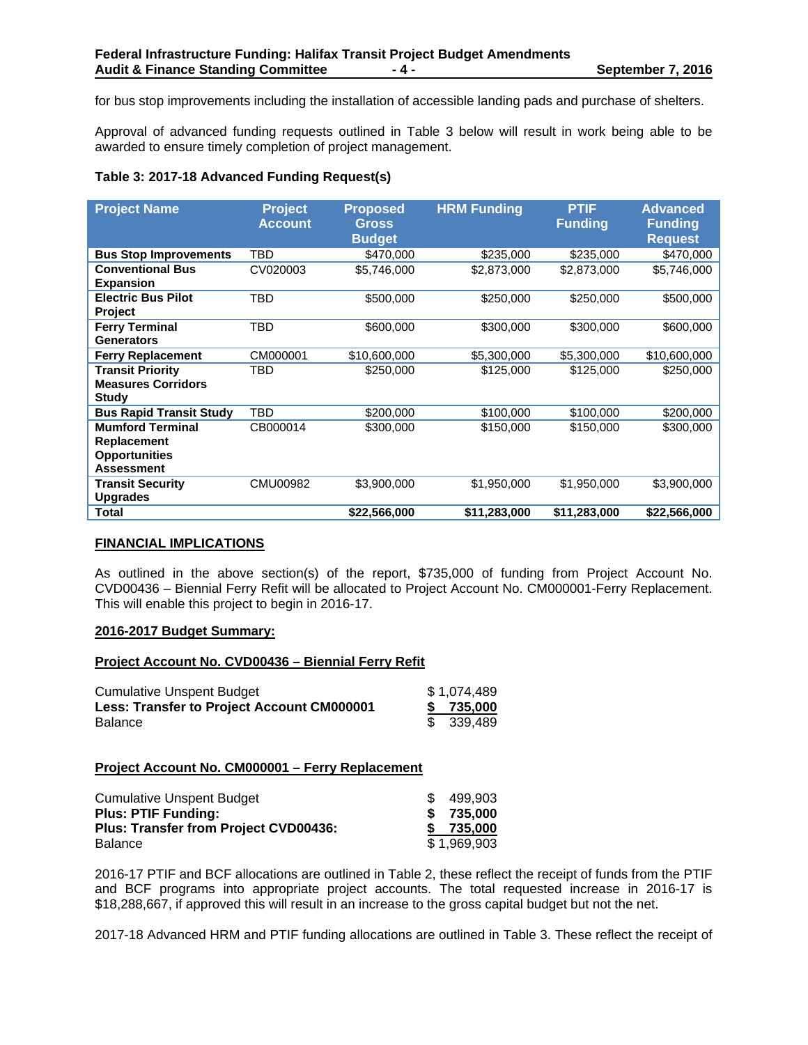for bus stop improvements including the installation of accessible landing pads and purchase of shelters.

Approval of advanced funding requests outlined in Table 3 below will result in work being able to be awarded to ensure timely completion of project management.

**Table 3: 2017-18 Advanced Funding Request(s)**

| Project Name | Project Account | Proposed Gross Budget | HRM Funding | PTIF Funding | Advanced Funding Request |
|---|---|---|---|---|---|
| **Bus Stop Improvements** | TBD | $470,000 | $235,000 | $235,000 | $470,000 |
| **Conventional Bus Expansion** | CV020003 | $5,746,000 | $2,873,000 | $2,873,000 | $5,746,000 |
| **Electric Bus Pilot Project** | TBD | $500,000 | $250,000 | $250,000 | $500,000 |
| **Ferry Terminal Generators** | TBD | $600,000 | $300,000 | $300,000 | $600,000 |
| **Ferry Replacement** | CM000001 | $10,600,000 | $5,300,000 | $5,300,000 | $10,600,000 |
| **Transit Priority Measures Corridors Study** | TBD | $250,000 | $125,000 | $125,000 | $250,000 |
| **Bus Rapid Transit Study** | TBD | $200,000 | $100,000 | $100,000 | $200,000 |
| **Mumford Terminal Replacement Opportunities Assessment** | CB000014 | $300,000 | $150,000 | $150,000 | $300,000 |
| **Transit Security Upgrades** | CMU00982 | $3,900,000 | $1,950,000 | $1,950,000 | $3,900,000 |
| **Total** | | **$22,566,000** | **$11,283,000** | **$11,283,000** | **$22,566,000** |

## FINANCIAL IMPLICATIONS

As outlined in the above section(s) of the report, $735,000 of funding from Project Account No. CVD00436 – Biennial Ferry Refit will be allocated to Project Account No. CM000001-Ferry Replacement. This will enable this project to begin in 2016-17.

### 2016-2017 Budget Summary:

**Project Account No. CVD00436 – Biennial Ferry Refit**

| | |
|---|---|
| Cumulative Unspent Budget | $ 1,074,489 |
| **Less: Transfer to Project Account CM000001** | **$ 735,000** |
| Balance | $ 339,489 |

**Project Account No. CM000001 – Ferry Replacement**

| | |
|---|---|
| Cumulative Unspent Budget | $ 499,903 |
| **Plus: PTIF Funding:** | **$ 735,000** |
| **Plus: Transfer from Project CVD00436:** | **$ 735,000** |
| Balance | $ 1,969,903 |

2016-17 PTIF and BCF allocations are outlined in Table 2, these reflect the receipt of funds from the PTIF and BCF programs into appropriate project accounts. The total requested increase in 2016-17 is $18,288,667, if approved this will result in an increase to the gross capital budget but not the net.

2017-18 Advanced HRM and PTIF funding allocations are outlined in Table 3. These reflect the receipt of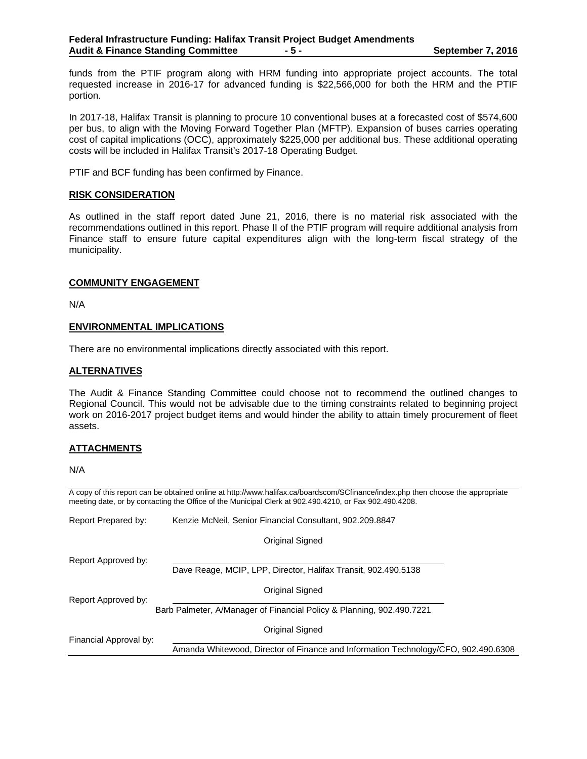funds from the PTIF program along with HRM funding into appropriate project accounts. The total requested increase in 2016-17 for advanced funding is $22,566,000 for both the HRM and the PTIF portion.

In 2017-18, Halifax Transit is planning to procure 10 conventional buses at a forecasted cost of $574,600 per bus, to align with the Moving Forward Together Plan (MFTP). Expansion of buses carries operating cost of capital implications (OCC), approximately $225,000 per additional bus. These additional operating costs will be included in Halifax Transit's 2017-18 Operating Budget.

PTIF and BCF funding has been confirmed by Finance.

## RISK CONSIDERATION

As outlined in the staff report dated June 21, 2016, there is no material risk associated with the recommendations outlined in this report. Phase II of the PTIF program will require additional analysis from Finance staff to ensure future capital expenditures align with the long-term fiscal strategy of the municipality.

## COMMUNITY ENGAGEMENT

N/A

## ENVIRONMENTAL IMPLICATIONS

There are no environmental implications directly associated with this report.

## ALTERNATIVES

The Audit & Finance Standing Committee could choose not to recommend the outlined changes to Regional Council. This would not be advisable due to the timing constraints related to beginning project work on 2016-2017 project budget items and would hinder the ability to attain timely procurement of fleet assets.

## ATTACHMENTS

N/A

---

A copy of this report can be obtained online at http://www.halifax.ca/boardscom/SCfinance/index.php then choose the appropriate meeting date, or by contacting the Office of the Municipal Clerk at 902.490.4210, or Fax 902.490.4208.

Report Prepared by: Kenzie McNeil, Senior Financial Consultant, 902.209.8847

Original Signed

Report Approved by: Dave Reage, MCIP, LPP, Director, Halifax Transit, 902.490.5138

Original Signed

Report Approved by: Barb Palmeter, A/Manager of Financial Policy & Planning, 902.490.7221

Original Signed

Financial Approval by: Amanda Whitewood, Director of Finance and Information Technology/CFO, 902.490.6308